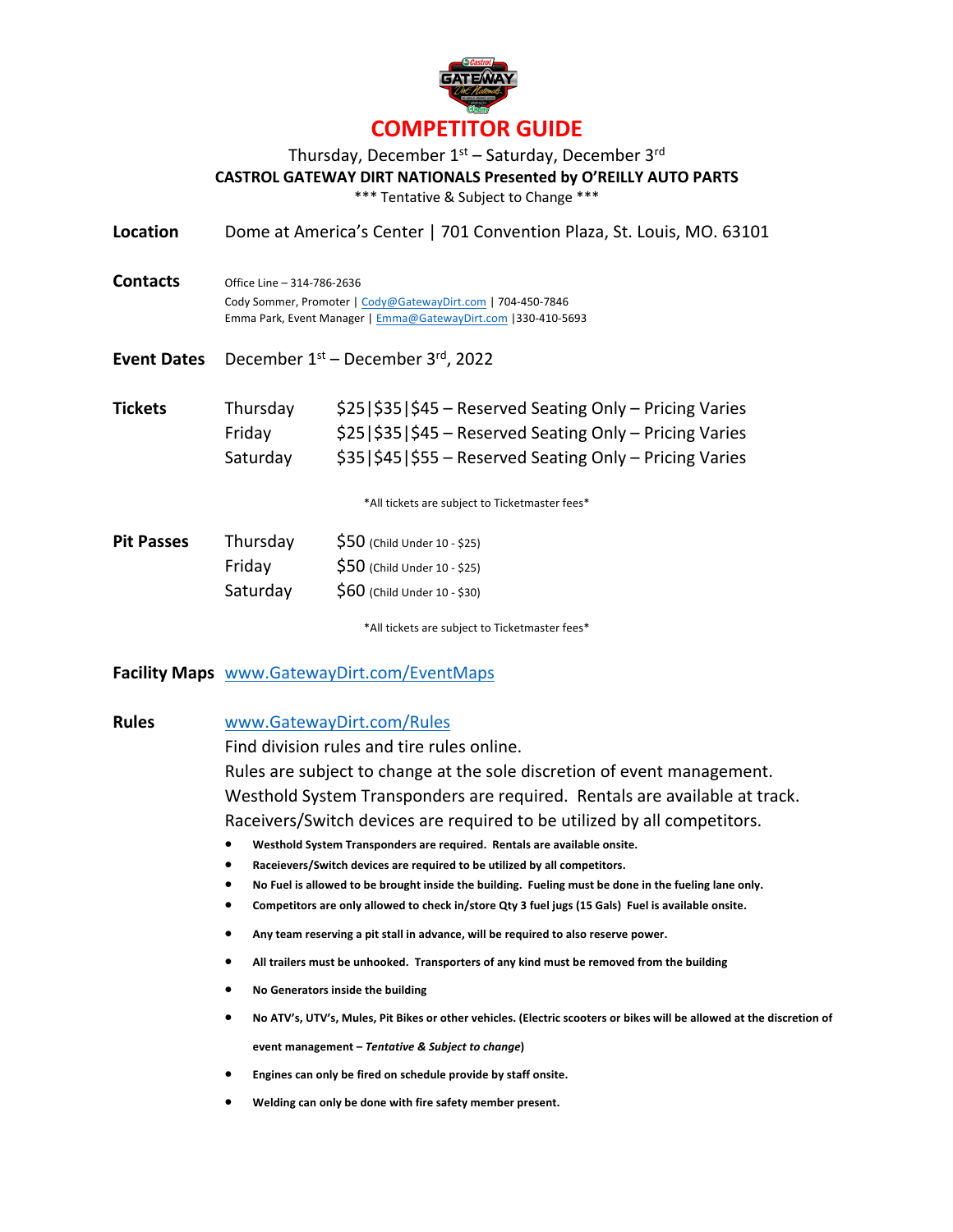# COMPETITOR GUIDE

Thursday, December 1st – Saturday, December 3rd

**CASTROL GATEWAY DIRT NATIONALS Presented by O'REILLY AUTO PARTS**

\*\*\* Tentative & Subject to Change \*\*\*

**Location** Dome at America's Center | 701 Convention Plaza, St. Louis, MO. 63101

**Contacts**
Office Line – 314-786-2636
Cody Sommer, Promoter | Cody@GatewayDirt.com | 704-450-7846
Emma Park, Event Manager | Emma@GatewayDirt.com |330-410-5693

**Event Dates** December 1st – December 3rd, 2022

**Tickets**

| | |
|---|---|
| Thursday | $25\|$35\|$45 – Reserved Seating Only – Pricing Varies |
| Friday | $25\|$35\|$45 – Reserved Seating Only – Pricing Varies |
| Saturday | $35\|$45\|$55 – Reserved Seating Only – Pricing Varies |

\*All tickets are subject to Ticketmaster fees\*

**Pit Passes**

| | |
|---|---|
| Thursday | $50 (Child Under 10 - $25) |
| Friday | $50 (Child Under 10 - $25) |
| Saturday | $60 (Child Under 10 - $30) |

\*All tickets are subject to Ticketmaster fees\*

**Facility Maps** www.GatewayDirt.com/EventMaps

**Rules** www.GatewayDirt.com/Rules

Find division rules and tire rules online.
Rules are subject to change at the sole discretion of event management.
Westhold System Transponders are required. Rentals are available at track.
Raceivers/Switch devices are required to be utilized by all competitors.

- **Westhold System Transponders are required. Rentals are available onsite.**
- **Raceievers/Switch devices are required to be utilized by all competitors.**
- **No Fuel is allowed to be brought inside the building. Fueling must be done in the fueling lane only.**
- **Competitors are only allowed to check in/store Qty 3 fuel jugs (15 Gals) Fuel is available onsite.**
- **Any team reserving a pit stall in advance, will be required to also reserve power.**
- **All trailers must be unhooked. Transporters of any kind must be removed from the building**
- **No Generators inside the building**
- **No ATV's, UTV's, Mules, Pit Bikes or other vehicles. (Electric scooters or bikes will be allowed at the discretion of event management – *Tentative & Subject to change*)**
- **Engines can only be fired on schedule provide by staff onsite.**
- **Welding can only be done with fire safety member present.**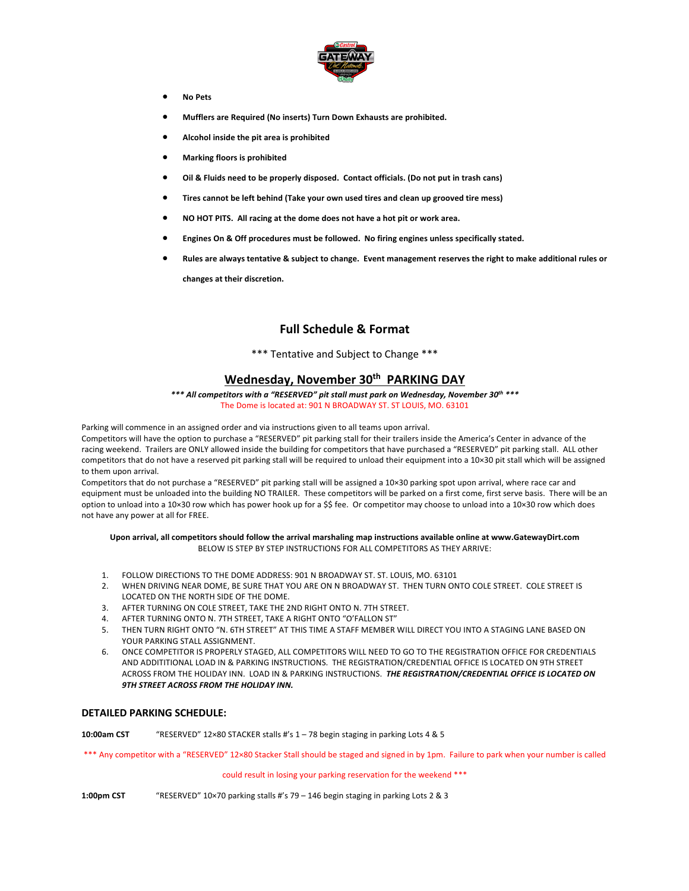- **No Pets**
- **Mufflers are Required (No inserts) Turn Down Exhausts are prohibited.**
- **Alcohol inside the pit area is prohibited**
- **Marking floors is prohibited**
- **Oil & Fluids need to be properly disposed. Contact officials. (Do not put in trash cans)**
- **Tires cannot be left behind (Take your own used tires and clean up grooved tire mess)**
- **NO HOT PITS. All racing at the dome does not have a hot pit or work area.**
- **Engines On & Off procedures must be followed. No firing engines unless specifically stated.**
- **Rules are always tentative & subject to change. Event management reserves the right to make additional rules or changes at their discretion.**

## Full Schedule & Format

*** Tentative and Subject to Change ***

## Wednesday, November 30th PARKING DAY

***\*\*\* All competitors with a "RESERVED" pit stall must park on Wednesday, November 30th \*\*\****

The Dome is located at: 901 N BROADWAY ST. ST LOUIS, MO. 63101

Parking will commence in an assigned order and via instructions given to all teams upon arrival.
Competitors will have the option to purchase a "RESERVED" pit parking stall for their trailers inside the America's Center in advance of the racing weekend. Trailers are ONLY allowed inside the building for competitors that have purchased a "RESERVED" pit parking stall. ALL other competitors that do not have a reserved pit parking stall will be required to unload their equipment into a 10×30 pit stall which will be assigned to them upon arrival.
Competitors that do not purchase a "RESERVED" pit parking stall will be assigned a 10×30 parking spot upon arrival, where race car and equipment must be unloaded into the building NO TRAILER. These competitors will be parked on a first come, first serve basis. There will be an option to unload into a 10×30 row which has power hook up for a $$ fee. Or competitor may choose to unload into a 10×30 row which does not have any power at all for FREE.

**Upon arrival, all competitors should follow the arrival marshaling map instructions available online at www.GatewayDirt.com**
BELOW IS STEP BY STEP INSTRUCTIONS FOR ALL COMPETITORS AS THEY ARRIVE:

1. FOLLOW DIRECTIONS TO THE DOME ADDRESS: 901 N BROADWAY ST. ST. LOUIS, MO. 63101
2. WHEN DRIVING NEAR DOME, BE SURE THAT YOU ARE ON N BROADWAY ST. THEN TURN ONTO COLE STREET. COLE STREET IS LOCATED ON THE NORTH SIDE OF THE DOME.
3. AFTER TURNING ON COLE STREET, TAKE THE 2ND RIGHT ONTO N. 7TH STREET.
4. AFTER TURNING ONTO N. 7TH STREET, TAKE A RIGHT ONTO "O'FALLON ST"
5. THEN TURN RIGHT ONTO "N. 6TH STREET" AT THIS TIME A STAFF MEMBER WILL DIRECT YOU INTO A STAGING LANE BASED ON YOUR PARKING STALL ASSIGNMENT.
6. ONCE COMPETITOR IS PROPERLY STAGED, ALL COMPETITORS WILL NEED TO GO TO THE REGISTRATION OFFICE FOR CREDENTIALS AND ADDITITIONAL LOAD IN & PARKING INSTRUCTIONS. THE REGISTRATION/CREDENTIAL OFFICE IS LOCATED ON 9TH STREET ACROSS FROM THE HOLIDAY INN. LOAD IN & PARKING INSTRUCTIONS. ***THE REGISTRATION/CREDENTIAL OFFICE IS LOCATED ON 9TH STREET ACROSS FROM THE HOLIDAY INN.***

### DETAILED PARKING SCHEDULE:

**10:00am CST** "RESERVED" 12×80 STACKER stalls #'s 1 – 78 begin staging in parking Lots 4 & 5

\*\*\* Any competitor with a "RESERVED" 12×80 Stacker Stall should be staged and signed in by 1pm. Failure to park when your number is called could result in losing your parking reservation for the weekend \*\*\*

**1:00pm CST** "RESERVED" 10×70 parking stalls #'s 79 – 146 begin staging in parking Lots 2 & 3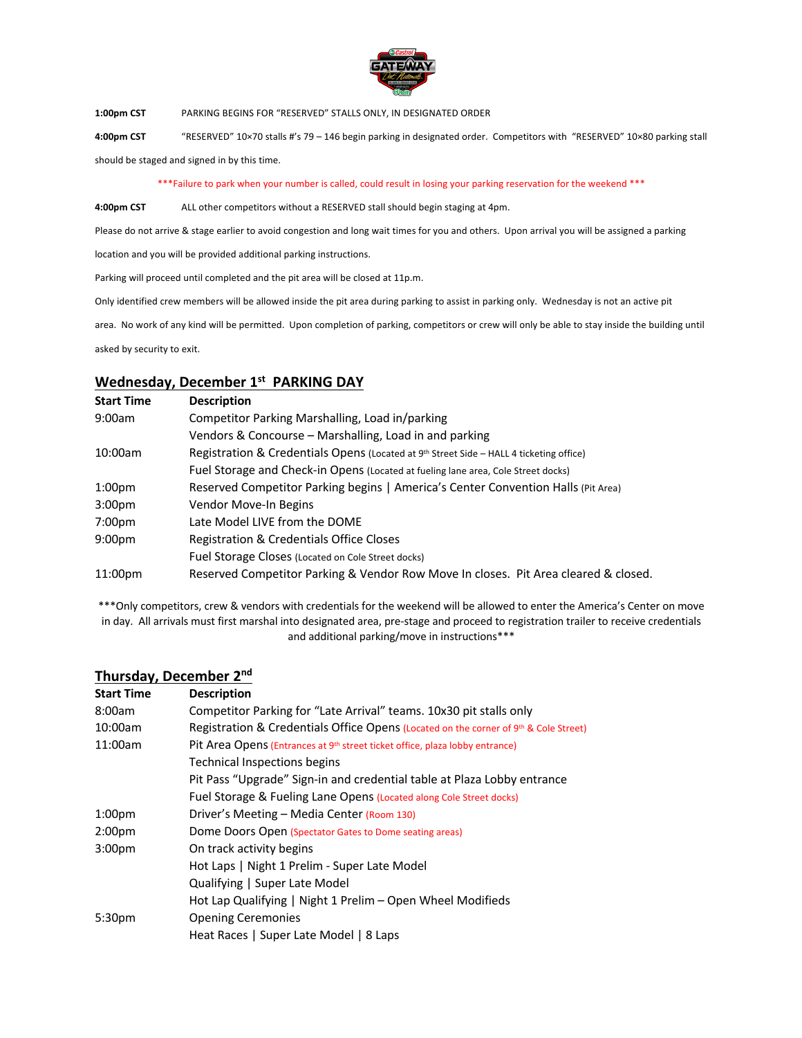**1:00pm CST** PARKING BEGINS FOR "RESERVED" STALLS ONLY, IN DESIGNATED ORDER

**4:00pm CST** "RESERVED" 10×70 stalls #'s 79 – 146 begin parking in designated order. Competitors with "RESERVED" 10×80 parking stall should be staged and signed in by this time.

***Failure to park when your number is called, could result in losing your parking reservation for the weekend ***

**4:00pm CST** ALL other competitors without a RESERVED stall should begin staging at 4pm.

Please do not arrive & stage earlier to avoid congestion and long wait times for you and others. Upon arrival you will be assigned a parking location and you will be provided additional parking instructions.

Parking will proceed until completed and the pit area will be closed at 11p.m.

Only identified crew members will be allowed inside the pit area during parking to assist in parking only. Wednesday is not an active pit area. No work of any kind will be permitted. Upon completion of parking, competitors or crew will only be able to stay inside the building until asked by security to exit.

## Wednesday, December 1st PARKING DAY

| Start Time | Description |
|---|---|
| 9:00am | Competitor Parking Marshalling, Load in/parking |
| | Vendors & Concourse – Marshalling, Load in and parking |
| 10:00am | Registration & Credentials Opens (Located at 9th Street Side – HALL 4 ticketing office) |
| | Fuel Storage and Check-in Opens (Located at fueling lane area, Cole Street docks) |
| 1:00pm | Reserved Competitor Parking begins \| America's Center Convention Halls (Pit Area) |
| 3:00pm | Vendor Move-In Begins |
| 7:00pm | Late Model LIVE from the DOME |
| 9:00pm | Registration & Credentials Office Closes |
| | Fuel Storage Closes (Located on Cole Street docks) |
| 11:00pm | Reserved Competitor Parking & Vendor Row Move In closes. Pit Area cleared & closed. |

***Only competitors, crew & vendors with credentials for the weekend will be allowed to enter the America's Center on move in day. All arrivals must first marshal into designated area, pre-stage and proceed to registration trailer to receive credentials and additional parking/move in instructions***

## Thursday, December 2nd

| Start Time | Description |
|---|---|
| 8:00am | Competitor Parking for "Late Arrival" teams. 10x30 pit stalls only |
| 10:00am | Registration & Credentials Office Opens (Located on the corner of 9th & Cole Street) |
| 11:00am | Pit Area Opens (Entrances at 9th street ticket office, plaza lobby entrance) |
| | Technical Inspections begins |
| | Pit Pass "Upgrade" Sign-in and credential table at Plaza Lobby entrance |
| | Fuel Storage & Fueling Lane Opens (Located along Cole Street docks) |
| 1:00pm | Driver's Meeting – Media Center (Room 130) |
| 2:00pm | Dome Doors Open (Spectator Gates to Dome seating areas) |
| 3:00pm | On track activity begins |
| | Hot Laps \| Night 1 Prelim - Super Late Model |
| | Qualifying \| Super Late Model |
| | Hot Lap Qualifying \| Night 1 Prelim – Open Wheel Modifieds |
| 5:30pm | Opening Ceremonies |
| | Heat Races \| Super Late Model \| 8 Laps |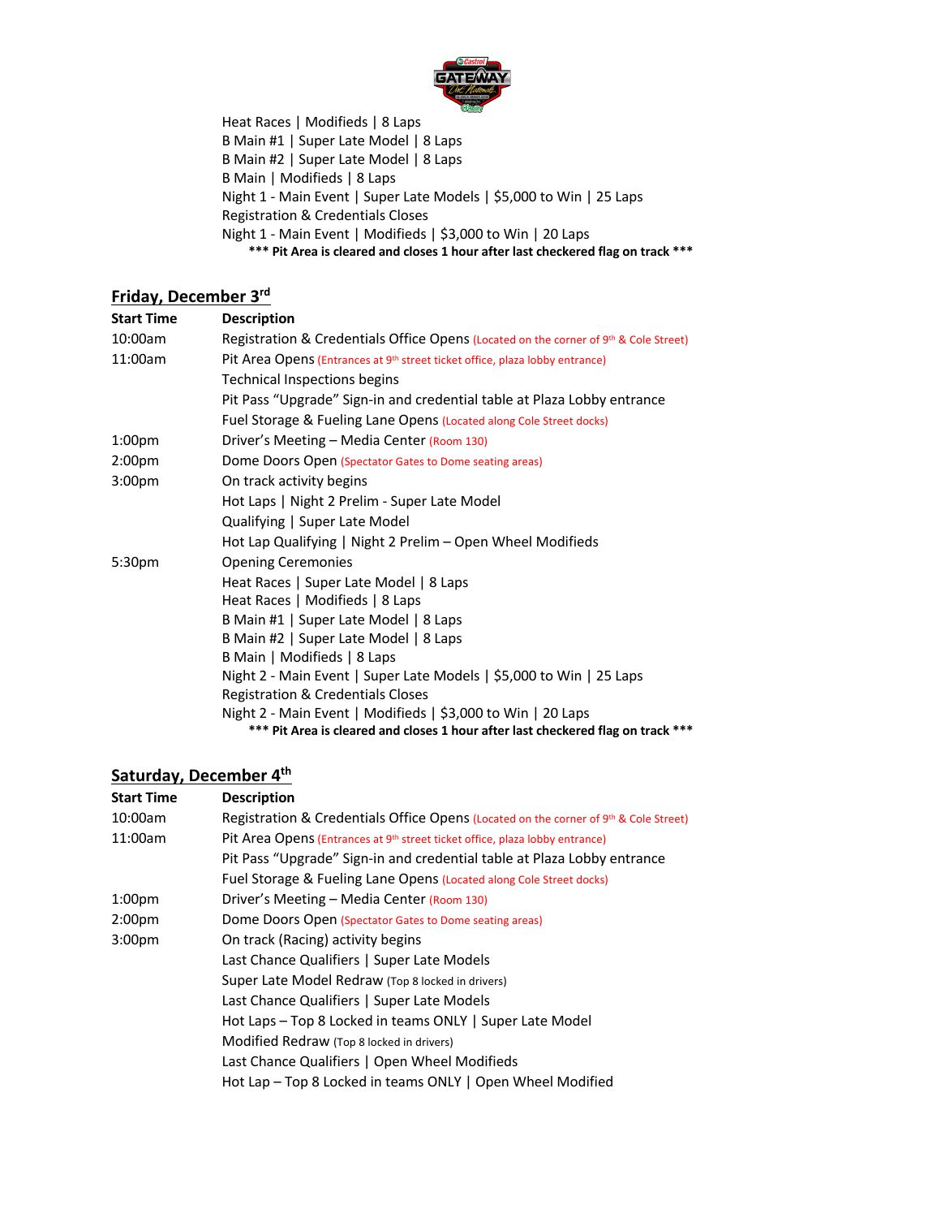Heat Races | Modifieds | 8 Laps
B Main #1 | Super Late Model | 8 Laps
B Main #2 | Super Late Model | 8 Laps
B Main | Modifieds | 8 Laps
Night 1 - Main Event | Super Late Models | $5,000 to Win | 25 Laps
Registration & Credentials Closes
Night 1 - Main Event | Modifieds | $3,000 to Win | 20 Laps

**\*\*\* Pit Area is cleared and closes 1 hour after last checkered flag on track \*\*\***

## Friday, December 3rd

| Start Time | Description |
|---|---|
| 10:00am | Registration & Credentials Office Opens (Located on the corner of 9th & Cole Street) |
| 11:00am | Pit Area Opens (Entrances at 9th street ticket office, plaza lobby entrance) |
| | Technical Inspections begins |
| | Pit Pass "Upgrade" Sign-in and credential table at Plaza Lobby entrance |
| | Fuel Storage & Fueling Lane Opens (Located along Cole Street docks) |
| 1:00pm | Driver's Meeting – Media Center (Room 130) |
| 2:00pm | Dome Doors Open (Spectator Gates to Dome seating areas) |
| 3:00pm | On track activity begins |
| | Hot Laps \| Night 2 Prelim - Super Late Model |
| | Qualifying \| Super Late Model |
| | Hot Lap Qualifying \| Night 2 Prelim – Open Wheel Modifieds |
| 5:30pm | Opening Ceremonies |
| | Heat Races \| Super Late Model \| 8 Laps |
| | Heat Races \| Modifieds \| 8 Laps |
| | B Main #1 \| Super Late Model \| 8 Laps |
| | B Main #2 \| Super Late Model \| 8 Laps |
| | B Main \| Modifieds \| 8 Laps |
| | Night 2 - Main Event \| Super Late Models \| $5,000 to Win \| 25 Laps |
| | Registration & Credentials Closes |
| | Night 2 - Main Event \| Modifieds \| $3,000 to Win \| 20 Laps |

**\*\*\* Pit Area is cleared and closes 1 hour after last checkered flag on track \*\*\***

## Saturday, December 4th

| Start Time | Description |
|---|---|
| 10:00am | Registration & Credentials Office Opens (Located on the corner of 9th & Cole Street) |
| 11:00am | Pit Area Opens (Entrances at 9th street ticket office, plaza lobby entrance) |
| | Pit Pass "Upgrade" Sign-in and credential table at Plaza Lobby entrance |
| | Fuel Storage & Fueling Lane Opens (Located along Cole Street docks) |
| 1:00pm | Driver's Meeting – Media Center (Room 130) |
| 2:00pm | Dome Doors Open (Spectator Gates to Dome seating areas) |
| 3:00pm | On track (Racing) activity begins |
| | Last Chance Qualifiers \| Super Late Models |
| | Super Late Model Redraw (Top 8 locked in drivers) |
| | Last Chance Qualifiers \| Super Late Models |
| | Hot Laps – Top 8 Locked in teams ONLY \| Super Late Model |
| | Modified Redraw (Top 8 locked in drivers) |
| | Last Chance Qualifiers \| Open Wheel Modifieds |
| | Hot Lap – Top 8 Locked in teams ONLY \| Open Wheel Modified |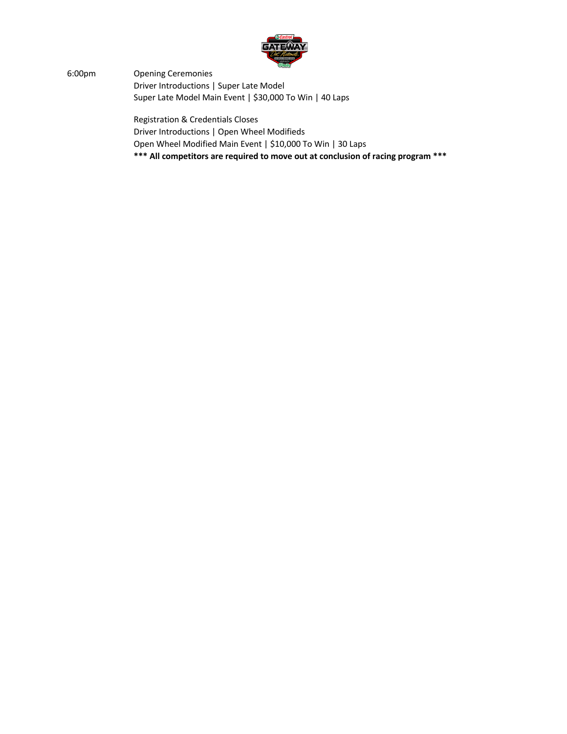6:00pm Opening Ceremonies

Driver Introductions | Super Late Model

Super Late Model Main Event | $30,000 To Win | 40 Laps

Registration & Credentials Closes

Driver Introductions | Open Wheel Modifieds

Open Wheel Modified Main Event | $10,000 To Win | 30 Laps

**\*\*\* All competitors are required to move out at conclusion of racing program \*\*\***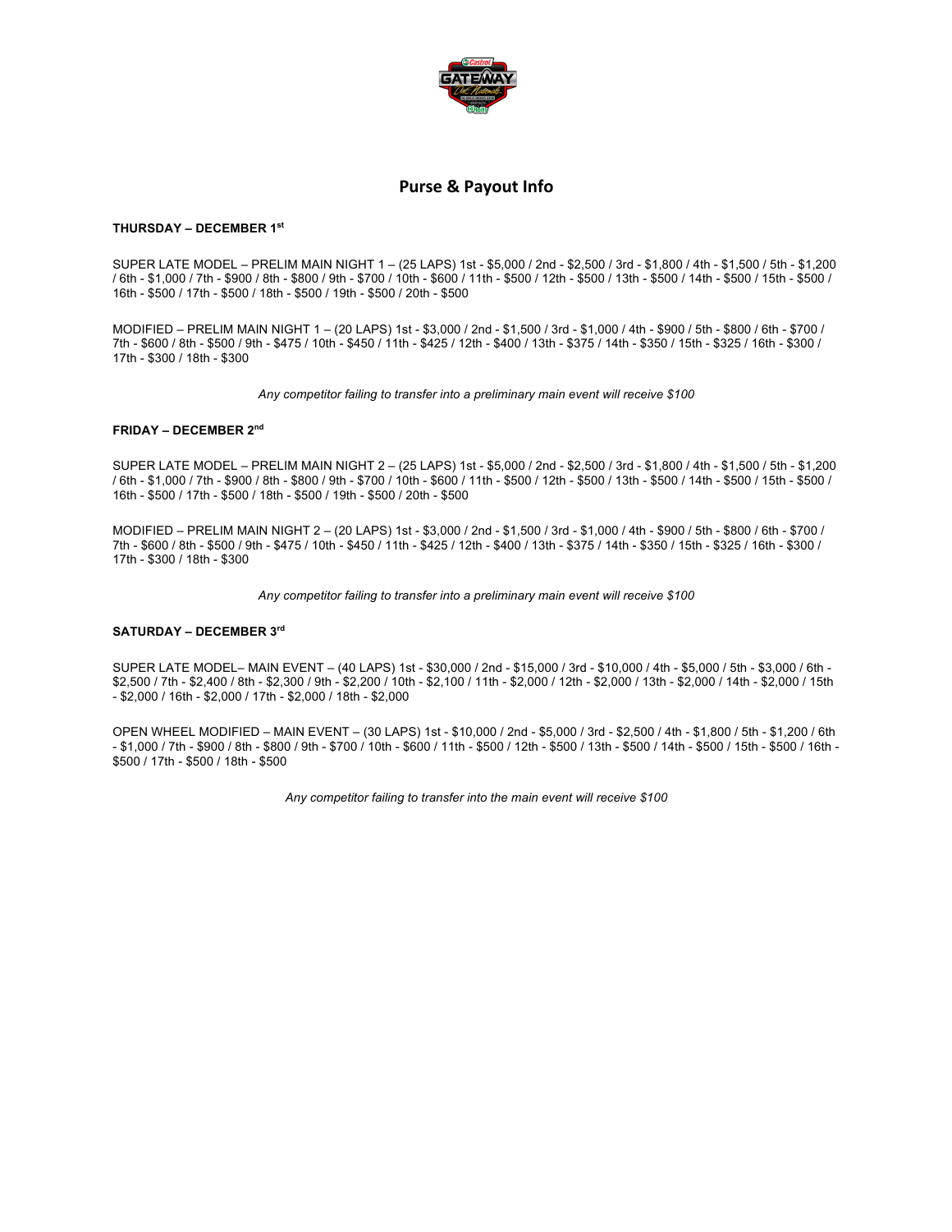# Purse & Payout Info

**THURSDAY – DECEMBER 1st**

SUPER LATE MODEL – PRELIM MAIN NIGHT 1 – (25 LAPS) 1st - $5,000 / 2nd - $2,500 / 3rd - $1,800 / 4th - $1,500 / 5th - $1,200 / 6th - $1,000 / 7th - $900 / 8th - $800 / 9th - $700 / 10th - $600 / 11th - $500 / 12th - $500 / 13th - $500 / 14th - $500 / 15th - $500 / 16th - $500 / 17th - $500 / 18th - $500 / 19th - $500 / 20th - $500

MODIFIED – PRELIM MAIN NIGHT 1 – (20 LAPS) 1st - $3,000 / 2nd - $1,500 / 3rd - $1,000 / 4th - $900 / 5th - $800 / 6th - $700 / 7th - $600 / 8th - $500 / 9th - $475 / 10th - $450 / 11th - $425 / 12th - $400 / 13th - $375 / 14th - $350 / 15th - $325 / 16th - $300 / 17th - $300 / 18th - $300

*Any competitor failing to transfer into a preliminary main event will receive $100*

**FRIDAY – DECEMBER 2nd**

SUPER LATE MODEL – PRELIM MAIN NIGHT 2 – (25 LAPS) 1st - $5,000 / 2nd - $2,500 / 3rd - $1,800 / 4th - $1,500 / 5th - $1,200 / 6th - $1,000 / 7th - $900 / 8th - $800 / 9th - $700 / 10th - $600 / 11th - $500 / 12th - $500 / 13th - $500 / 14th - $500 / 15th - $500 / 16th - $500 / 17th - $500 / 18th - $500 / 19th - $500 / 20th - $500

MODIFIED – PRELIM MAIN NIGHT 2 – (20 LAPS) 1st - $3,000 / 2nd - $1,500 / 3rd - $1,000 / 4th - $900 / 5th - $800 / 6th - $700 / 7th - $600 / 8th - $500 / 9th - $475 / 10th - $450 / 11th - $425 / 12th - $400 / 13th - $375 / 14th - $350 / 15th - $325 / 16th - $300 / 17th - $300 / 18th - $300

*Any competitor failing to transfer into a preliminary main event will receive $100*

**SATURDAY – DECEMBER 3rd**

SUPER LATE MODEL– MAIN EVENT – (40 LAPS) 1st - $30,000 / 2nd - $15,000 / 3rd - $10,000 / 4th - $5,000 / 5th - $3,000 / 6th - $2,500 / 7th - $2,400 / 8th - $2,300 / 9th - $2,200 / 10th - $2,100 / 11th - $2,000 / 12th - $2,000 / 13th - $2,000 / 14th - $2,000 / 15th - $2,000 / 16th - $2,000 / 17th - $2,000 / 18th - $2,000

OPEN WHEEL MODIFIED – MAIN EVENT – (30 LAPS) 1st - $10,000 / 2nd - $5,000 / 3rd - $2,500 / 4th - $1,800 / 5th - $1,200 / 6th - $1,000 / 7th - $900 / 8th - $800 / 9th - $700 / 10th - $600 / 11th - $500 / 12th - $500 / 13th - $500 / 14th - $500 / 15th - $500 / 16th - $500 / 17th - $500 / 18th - $500

*Any competitor failing to transfer into the main event will receive $100*